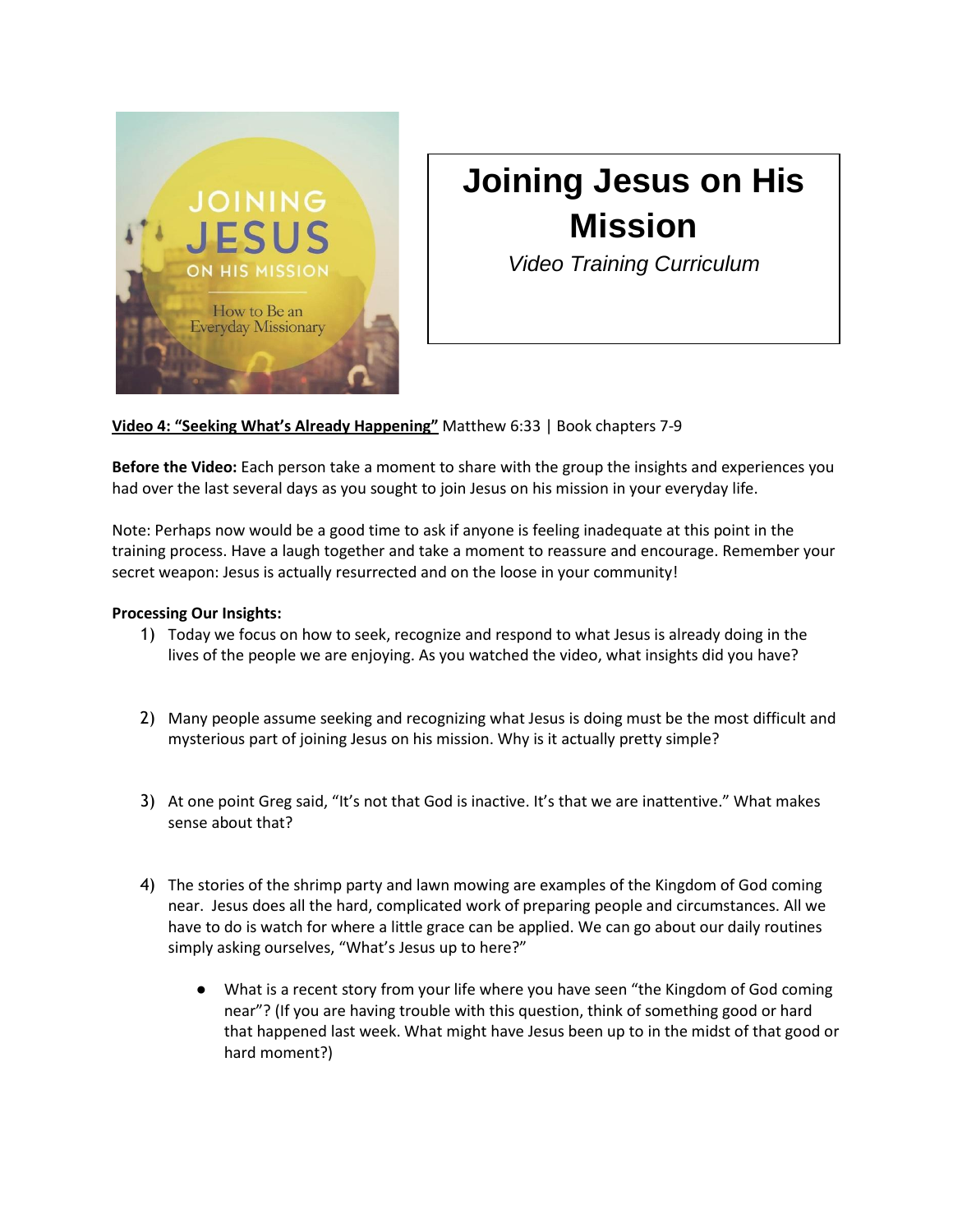# Joining Jesus on His Mission

*Video Training Curriculum*

**Video 4: "Seeking What's Already Happening"** Matthew 6:33 | Book chapters 7-9

**Before the Video:** Each person take a moment to share with the group the insights and experiences you had over the last several days as you sought to join Jesus on his mission in your everyday life.

Note: Perhaps now would be a good time to ask if anyone is feeling inadequate at this point in the training process. Have a laugh together and take a moment to reassure and encourage. Remember your secret weapon: Jesus is actually resurrected and on the loose in your community!

**Processing Our Insights:**

1) Today we focus on how to seek, recognize and respond to what Jesus is already doing in the lives of the people we are enjoying. As you watched the video, what insights did you have?

2) Many people assume seeking and recognizing what Jesus is doing must be the most difficult and mysterious part of joining Jesus on his mission. Why is it actually pretty simple?

3) At one point Greg said, "It's not that God is inactive. It's that we are inattentive." What makes sense about that?

4) The stories of the shrimp party and lawn mowing are examples of the Kingdom of God coming near. Jesus does all the hard, complicated work of preparing people and circumstances. All we have to do is watch for where a little grace can be applied. We can go about our daily routines simply asking ourselves, "What's Jesus up to here?"

    - What is a recent story from your life where you have seen "the Kingdom of God coming near"? (If you are having trouble with this question, think of something good or hard that happened last week. What might have Jesus been up to in the midst of that good or hard moment?)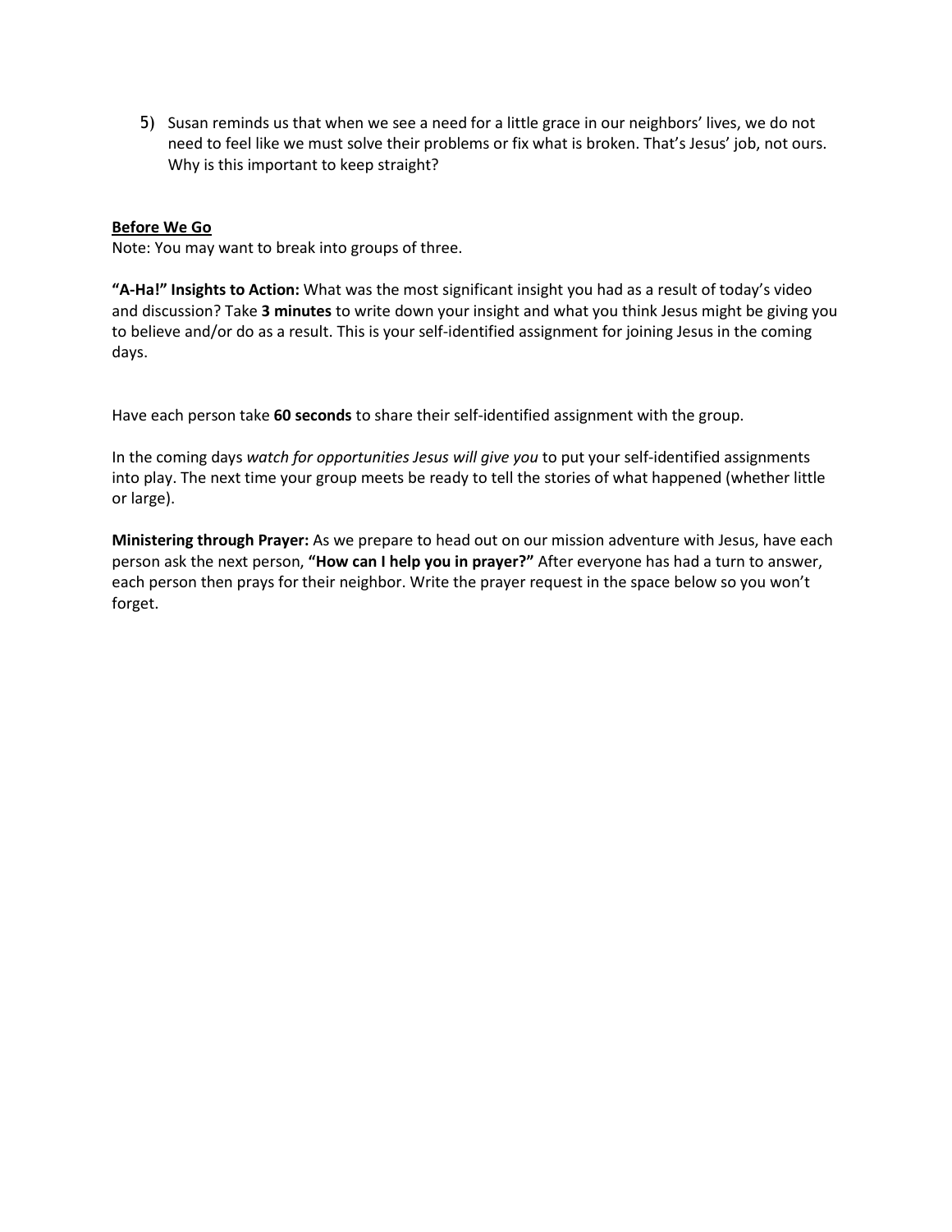5) Susan reminds us that when we see a need for a little grace in our neighbors' lives, we do not need to feel like we must solve their problems or fix what is broken. That's Jesus' job, not ours. Why is this important to keep straight?

**Before We Go**

Note: You may want to break into groups of three.

**"A-Ha!" Insights to Action:** What was the most significant insight you had as a result of today's video and discussion? Take **3 minutes** to write down your insight and what you think Jesus might be giving you to believe and/or do as a result. This is your self-identified assignment for joining Jesus in the coming days.

Have each person take **60 seconds** to share their self-identified assignment with the group.

In the coming days *watch for opportunities Jesus will give you* to put your self-identified assignments into play. The next time your group meets be ready to tell the stories of what happened (whether little or large).

**Ministering through Prayer:** As we prepare to head out on our mission adventure with Jesus, have each person ask the next person, **"How can I help you in prayer?"** After everyone has had a turn to answer, each person then prays for their neighbor. Write the prayer request in the space below so you won't forget.